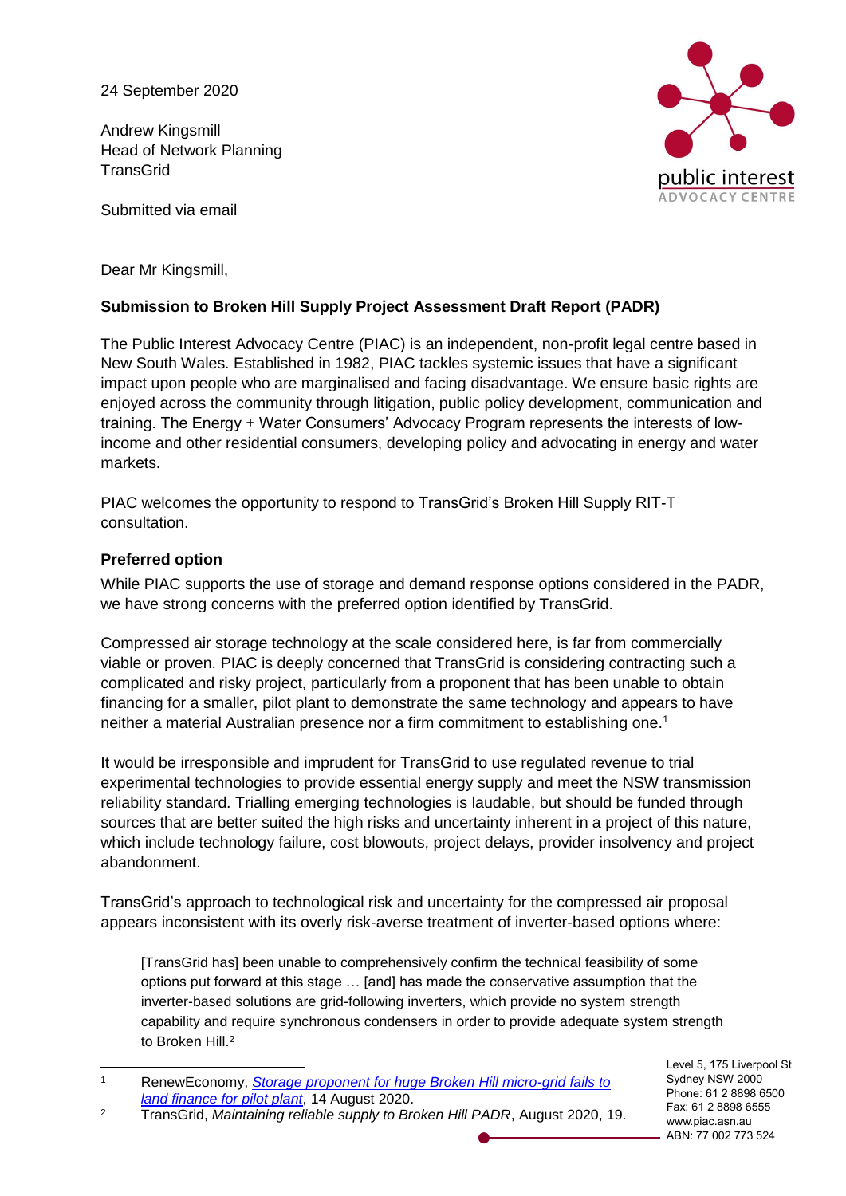24 September 2020

Andrew Kingsmill
Head of Network Planning
TransGrid

Submitted via email

Dear Mr Kingsmill,

**Submission to Broken Hill Supply Project Assessment Draft Report (PADR)**

The Public Interest Advocacy Centre (PIAC) is an independent, non-profit legal centre based in New South Wales. Established in 1982, PIAC tackles systemic issues that have a significant impact upon people who are marginalised and facing disadvantage. We ensure basic rights are enjoyed across the community through litigation, public policy development, communication and training. The Energy + Water Consumers' Advocacy Program represents the interests of low-income and other residential consumers, developing policy and advocating in energy and water markets.

PIAC welcomes the opportunity to respond to TransGrid's Broken Hill Supply RIT-T consultation.

**Preferred option**

While PIAC supports the use of storage and demand response options considered in the PADR, we have strong concerns with the preferred option identified by TransGrid.

Compressed air storage technology at the scale considered here, is far from commercially viable or proven. PIAC is deeply concerned that TransGrid is considering contracting such a complicated and risky project, particularly from a proponent that has been unable to obtain financing for a smaller, pilot plant to demonstrate the same technology and appears to have neither a material Australian presence nor a firm commitment to establishing one.[1]

It would be irresponsible and imprudent for TransGrid to use regulated revenue to trial experimental technologies to provide essential energy supply and meet the NSW transmission reliability standard. Trialling emerging technologies is laudable, but should be funded through sources that are better suited the high risks and uncertainty inherent in a project of this nature, which include technology failure, cost blowouts, project delays, provider insolvency and project abandonment.

TransGrid's approach to technological risk and uncertainty for the compressed air proposal appears inconsistent with its overly risk-averse treatment of inverter-based options where:

> [TransGrid has] been unable to comprehensively confirm the technical feasibility of some options put forward at this stage … [and] has made the conservative assumption that the inverter-based solutions are grid-following inverters, which provide no system strength capability and require synchronous condensers in order to provide adequate system strength to Broken Hill.[2]

---

[1] RenewEconomy, *Storage proponent for huge Broken Hill micro-grid fails to land finance for pilot plant*, 14 August 2020.

[2] TransGrid, *Maintaining reliable supply to Broken Hill PADR*, August 2020, 19.

Level 5, 175 Liverpool St
Sydney NSW 2000
Phone: 61 2 8898 6500
Fax: 61 2 8898 6555
www.piac.asn.au
ABN: 77 002 773 524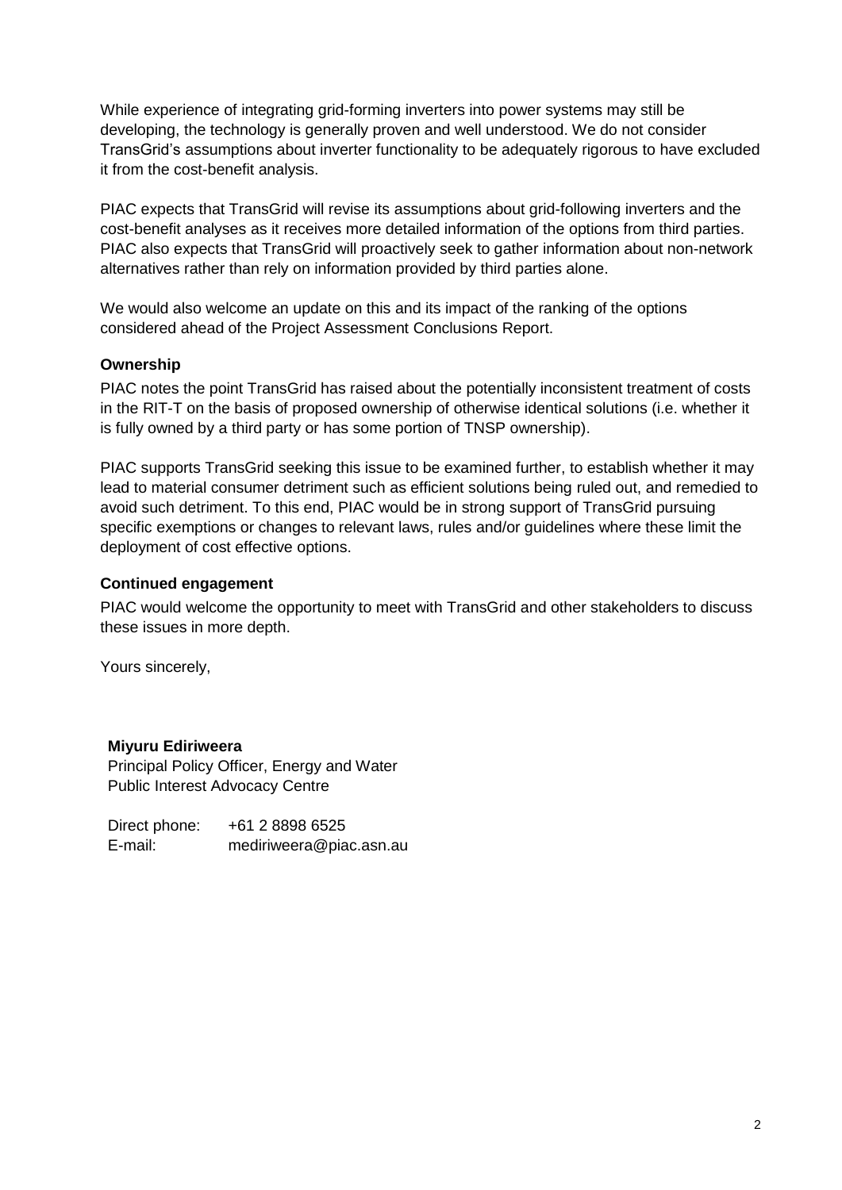While experience of integrating grid-forming inverters into power systems may still be developing, the technology is generally proven and well understood. We do not consider TransGrid's assumptions about inverter functionality to be adequately rigorous to have excluded it from the cost-benefit analysis.

PIAC expects that TransGrid will revise its assumptions about grid-following inverters and the cost-benefit analyses as it receives more detailed information of the options from third parties. PIAC also expects that TransGrid will proactively seek to gather information about non-network alternatives rather than rely on information provided by third parties alone.

We would also welcome an update on this and its impact of the ranking of the options considered ahead of the Project Assessment Conclusions Report.

**Ownership**

PIAC notes the point TransGrid has raised about the potentially inconsistent treatment of costs in the RIT-T on the basis of proposed ownership of otherwise identical solutions (i.e. whether it is fully owned by a third party or has some portion of TNSP ownership).

PIAC supports TransGrid seeking this issue to be examined further, to establish whether it may lead to material consumer detriment such as efficient solutions being ruled out, and remedied to avoid such detriment. To this end, PIAC would be in strong support of TransGrid pursuing specific exemptions or changes to relevant laws, rules and/or guidelines where these limit the deployment of cost effective options.

**Continued engagement**

PIAC would welcome the opportunity to meet with TransGrid and other stakeholders to discuss these issues in more depth.

Yours sincerely,

**Miyuru Ediriweera**
Principal Policy Officer, Energy and Water
Public Interest Advocacy Centre

Direct phone: +61 2 8898 6525
E-mail: mediriweera@piac.asn.au